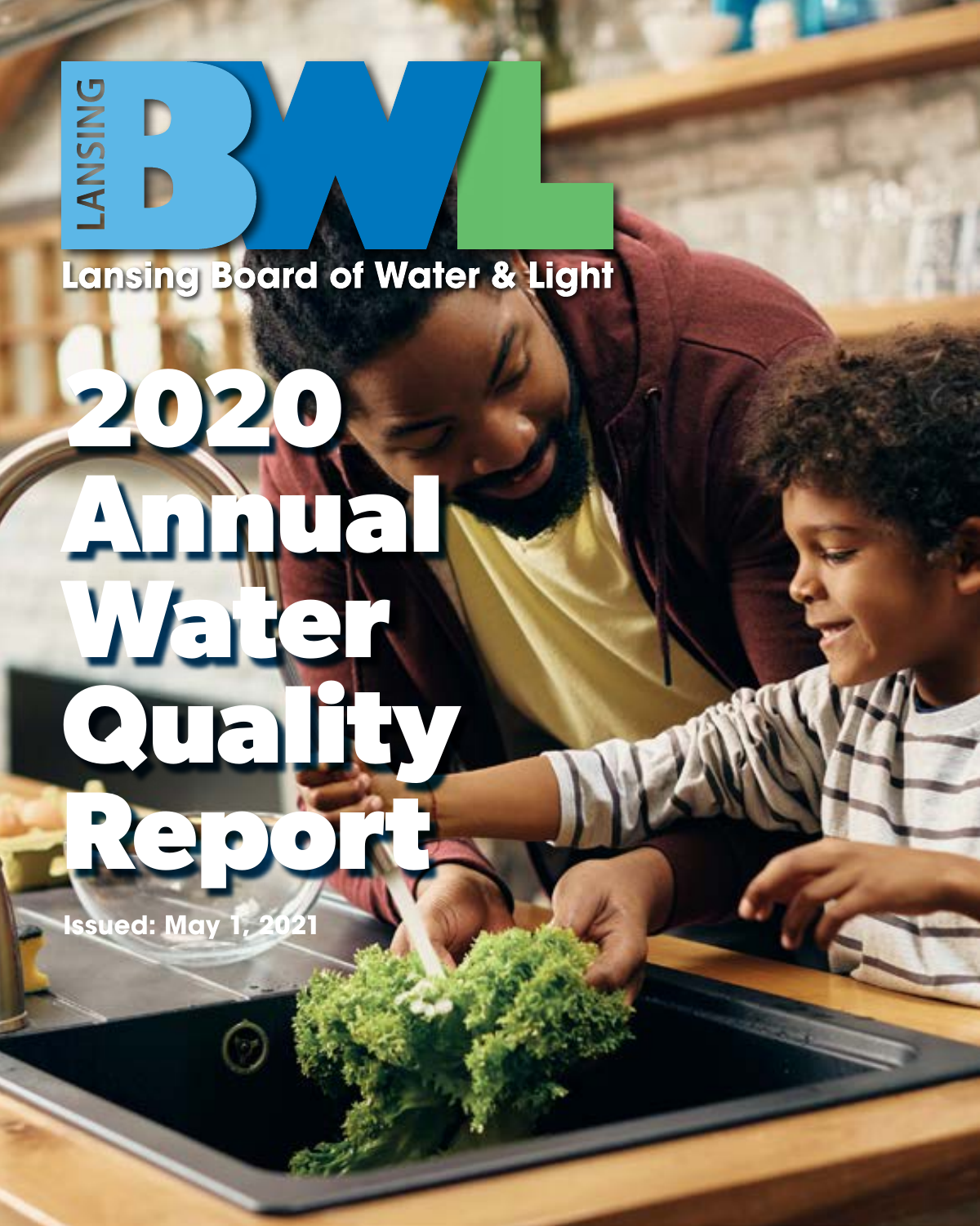LANSING BWL

Lansing Board of Water & Light

# 2020 Annual Water Quality Report

Issued: May 1, 2021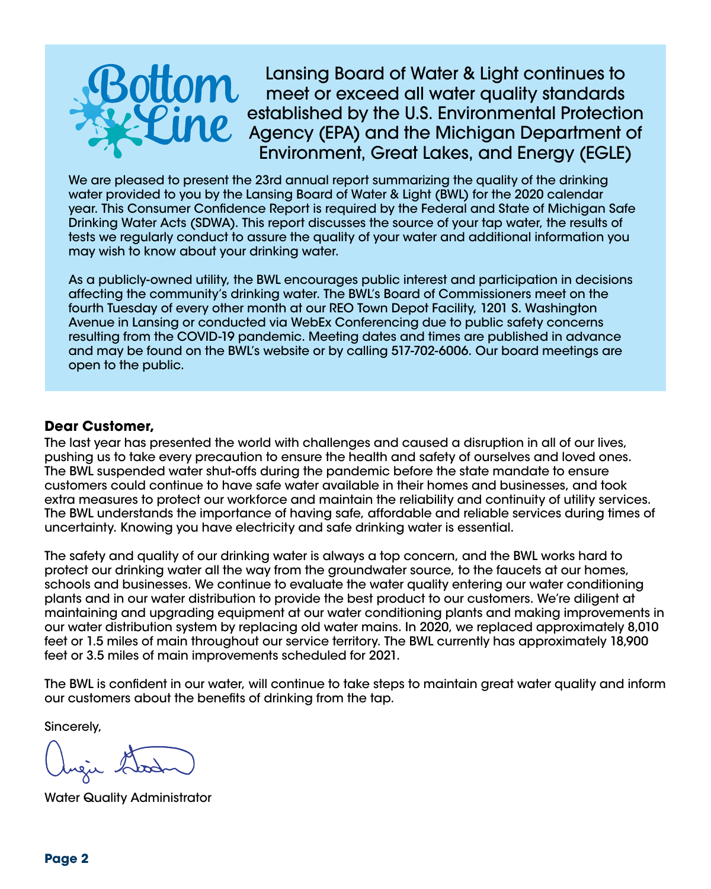## Bottom Line

Lansing Board of Water & Light continues to meet or exceed all water quality standards established by the U.S. Environmental Protection Agency (EPA) and the Michigan Department of Environment, Great Lakes, and Energy (EGLE)

We are pleased to present the 23rd annual report summarizing the quality of the drinking water provided to you by the Lansing Board of Water & Light (BWL) for the 2020 calendar year. This Consumer Confidence Report is required by the Federal and State of Michigan Safe Drinking Water Acts (SDWA). This report discusses the source of your tap water, the results of tests we regularly conduct to assure the quality of your water and additional information you may wish to know about your drinking water.

As a publicly-owned utility, the BWL encourages public interest and participation in decisions affecting the community's drinking water. The BWL's Board of Commissioners meet on the fourth Tuesday of every other month at our REO Town Depot Facility, 1201 S. Washington Avenue in Lansing or conducted via WebEx Conferencing due to public safety concerns resulting from the COVID-19 pandemic. Meeting dates and times are published in advance and may be found on the BWL's website or by calling 517-702-6006. Our board meetings are open to the public.

**Dear Customer,**

The last year has presented the world with challenges and caused a disruption in all of our lives, pushing us to take every precaution to ensure the health and safety of ourselves and loved ones. The BWL suspended water shut-offs during the pandemic before the state mandate to ensure customers could continue to have safe water available in their homes and businesses, and took extra measures to protect our workforce and maintain the reliability and continuity of utility services. The BWL understands the importance of having safe, affordable and reliable services during times of uncertainty. Knowing you have electricity and safe drinking water is essential.

The safety and quality of our drinking water is always a top concern, and the BWL works hard to protect our drinking water all the way from the groundwater source, to the faucets at our homes, schools and businesses. We continue to evaluate the water quality entering our water conditioning plants and in our water distribution to provide the best product to our customers. We're diligent at maintaining and upgrading equipment at our water conditioning plants and making improvements in our water distribution system by replacing old water mains. In 2020, we replaced approximately 8,010 feet or 1.5 miles of main throughout our service territory. The BWL currently has approximately 18,900 feet or 3.5 miles of main improvements scheduled for 2021.

The BWL is confident in our water, will continue to take steps to maintain great water quality and inform our customers about the benefits of drinking from the tap.

Sincerely,

Water Quality Administrator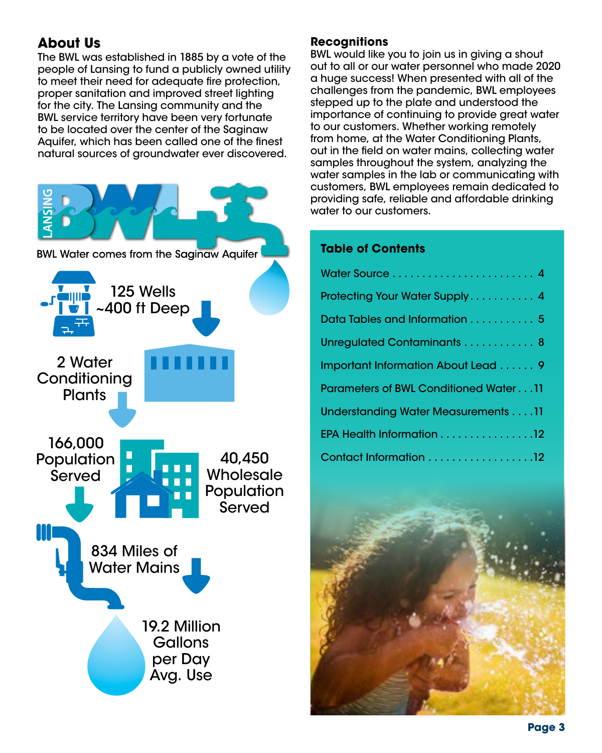## About Us

The BWL was established in 1885 by a vote of the people of Lansing to fund a publicly owned utility to meet their need for adequate fire protection, proper sanitation and improved street lighting for the city. The Lansing community and the BWL service territory have been very fortunate to be located over the center of the Saginaw Aquifer, which has been called one of the finest natural sources of groundwater ever discovered.

LANSING BWL

BWL Water comes from the Saginaw Aquifer

125 Wells ~400 ft Deep

2 Water Conditioning Plants

166,000 Population Served

40,450 Wholesale Population Served

834 Miles of Water Mains

19.2 Million Gallons per Day Avg. Use

## Recognitions

BWL would like you to join us in giving a shout out to all or our water personnel who made 2020 a huge success! When presented with all of the challenges from the pandemic, BWL employees stepped up to the plate and understood the importance of continuing to provide great water to our customers. Whether working remotely from home, at the Water Conditioning Plants, out in the field on water mains, collecting water samples throughout the system, analyzing the water samples in the lab or communicating with customers, BWL employees remain dedicated to providing safe, reliable and affordable drinking water to our customers.

## Table of Contents

| | |
|---|---|
| Water Source | 4 |
| Protecting Your Water Supply | 4 |
| Data Tables and Information | 5 |
| Unregulated Contaminants | 8 |
| Important Information About Lead | 9 |
| Parameters of BWL Conditioned Water | 11 |
| Understanding Water Measurements | 11 |
| EPA Health Information | 12 |
| Contact Information | 12 |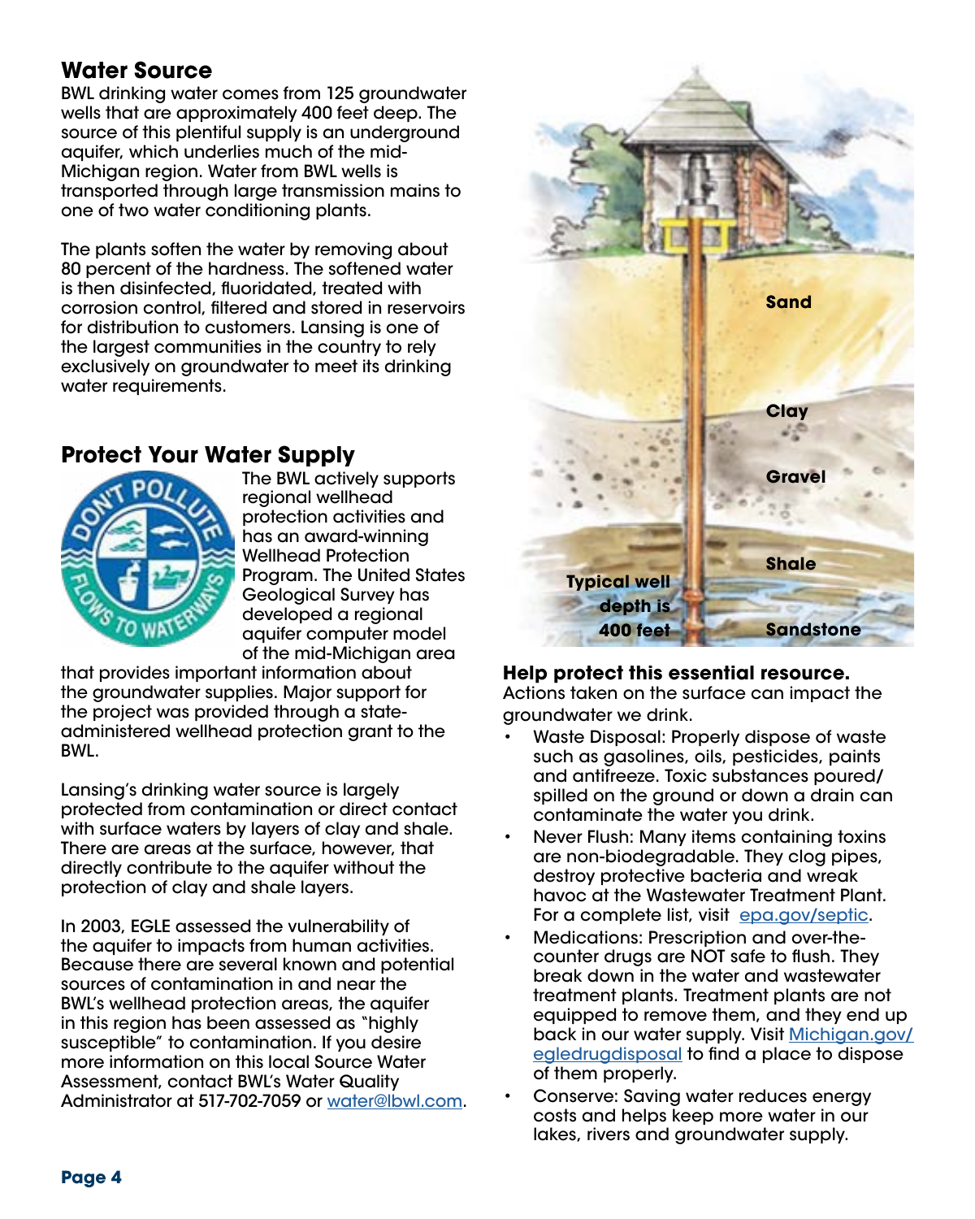## Water Source

BWL drinking water comes from 125 groundwater wells that are approximately 400 feet deep. The source of this plentiful supply is an underground aquifer, which underlies much of the mid-Michigan region. Water from BWL wells is transported through large transmission mains to one of two water conditioning plants.

The plants soften the water by removing about 80 percent of the hardness. The softened water is then disinfected, fluoridated, treated with corrosion control, filtered and stored in reservoirs for distribution to customers. Lansing is one of the largest communities in the country to rely exclusively on groundwater to meet its drinking water requirements.

## Protect Your Water Supply

The BWL actively supports regional wellhead protection activities and has an award-winning Wellhead Protection Program. The United States Geological Survey has developed a regional aquifer computer model of the mid-Michigan area that provides important information about the groundwater supplies. Major support for the project was provided through a state-administered wellhead protection grant to the BWL.

Lansing's drinking water source is largely protected from contamination or direct contact with surface waters by layers of clay and shale. There are areas at the surface, however, that directly contribute to the aquifer without the protection of clay and shale layers.

In 2003, EGLE assessed the vulnerability of the aquifer to impacts from human activities. Because there are several known and potential sources of contamination in and near the BWL's wellhead protection areas, the aquifer in this region has been assessed as "highly susceptible" to contamination. If you desire more information on this local Source Water Assessment, contact BWL's Water Quality Administrator at 517-702-7059 or water@lbwl.com.

Sand

Clay

Gravel

Shale

Sandstone

Typical well depth is 400 feet

**Help protect this essential resource.**

Actions taken on the surface can impact the groundwater we drink.

- Waste Disposal: Properly dispose of waste such as gasolines, oils, pesticides, paints and antifreeze. Toxic substances poured/spilled on the ground or down a drain can contaminate the water you drink.
- Never Flush: Many items containing toxins are non-biodegradable. They clog pipes, destroy protective bacteria and wreak havoc at the Wastewater Treatment Plant. For a complete list, visit epa.gov/septic.
- Medications: Prescription and over-the-counter drugs are NOT safe to flush. They break down in the water and wastewater treatment plants. Treatment plants are not equipped to remove them, and they end up back in our water supply. Visit Michigan.gov/egledrugdisposal to find a place to dispose of them properly.
- Conserve: Saving water reduces energy costs and helps keep more water in our lakes, rivers and groundwater supply.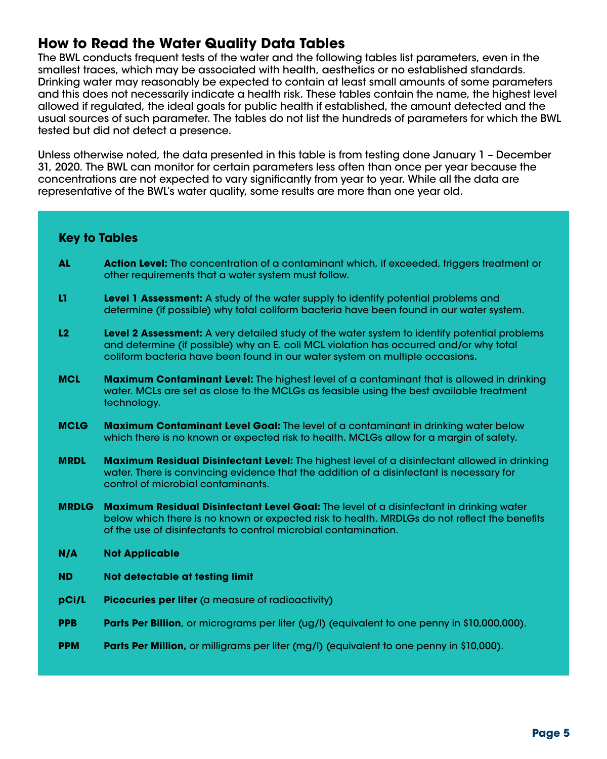## How to Read the Water Quality Data Tables

The BWL conducts frequent tests of the water and the following tables list parameters, even in the smallest traces, which may be associated with health, aesthetics or no established standards. Drinking water may reasonably be expected to contain at least small amounts of some parameters and this does not necessarily indicate a health risk. These tables contain the name, the highest level allowed if regulated, the ideal goals for public health if established, the amount detected and the usual sources of such parameter. The tables do not list the hundreds of parameters for which the BWL tested but did not detect a presence.

Unless otherwise noted, the data presented in this table is from testing done January 1 – December 31, 2020. The BWL can monitor for certain parameters less often than once per year because the concentrations are not expected to vary significantly from year to year. While all the data are representative of the BWL's water quality, some results are more than one year old.

### Key to Tables

**AL** — **Action Level:** The concentration of a contaminant which, if exceeded, triggers treatment or other requirements that a water system must follow.

**L1** — **Level 1 Assessment:** A study of the water supply to identify potential problems and determine (if possible) why total coliform bacteria have been found in our water system.

**L2** — **Level 2 Assessment:** A very detailed study of the water system to identify potential problems and determine (if possible) why an E. coli MCL violation has occurred and/or why total coliform bacteria have been found in our water system on multiple occasions.

**MCL** — **Maximum Contaminant Level:** The highest level of a contaminant that is allowed in drinking water. MCLs are set as close to the MCLGs as feasible using the best available treatment technology.

**MCLG** — **Maximum Contaminant Level Goal:** The level of a contaminant in drinking water below which there is no known or expected risk to health. MCLGs allow for a margin of safety.

**MRDL** — **Maximum Residual Disinfectant Level:** The highest level of a disinfectant allowed in drinking water. There is convincing evidence that the addition of a disinfectant is necessary for control of microbial contaminants.

**MRDLG** — **Maximum Residual Disinfectant Level Goal:** The level of a disinfectant in drinking water below which there is no known or expected risk to health. MRDLGs do not reflect the benefits of the use of disinfectants to control microbial contamination.

**N/A** — **Not Applicable**

**ND** — **Not detectable at testing limit**

**pCi/L** — **Picocuries per liter** (a measure of radioactivity)

**PPB** — **Parts Per Billion**, or micrograms per liter (ug/l) (equivalent to one penny in $10,000,000).

**PPM** — **Parts Per Million,** or milligrams per liter (mg/l) (equivalent to one penny in $10,000).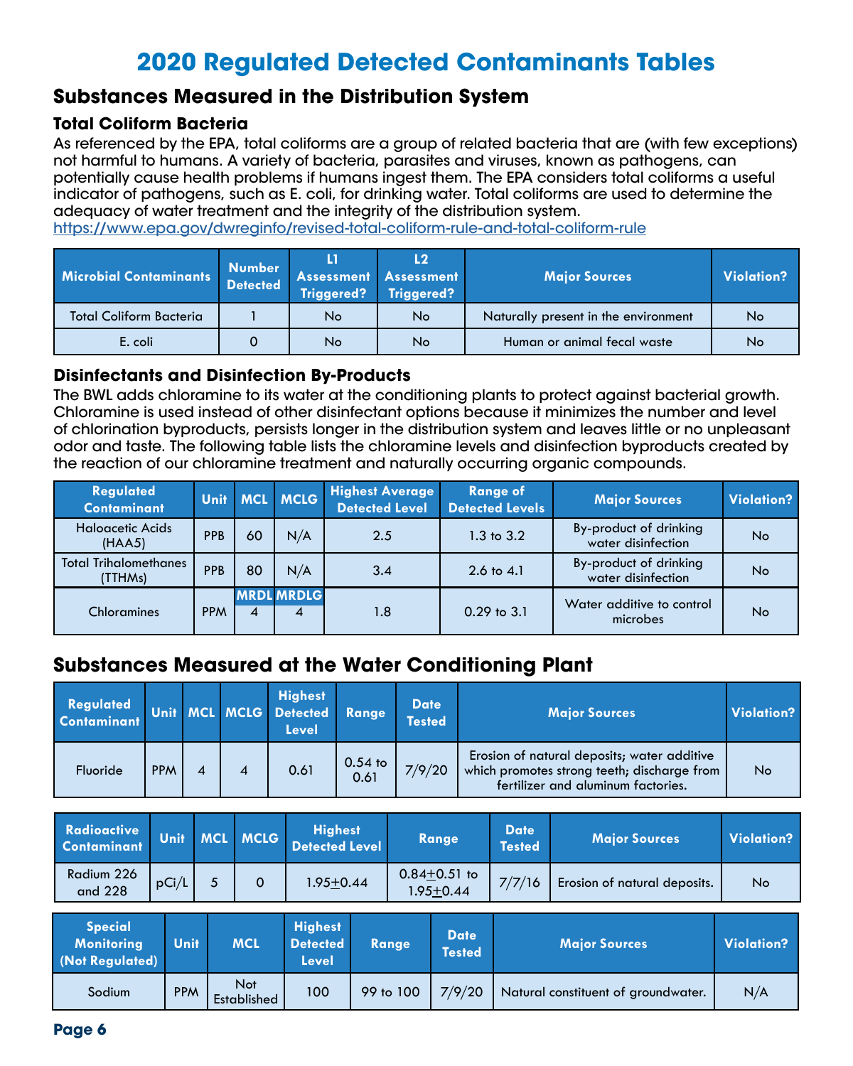# 2020 Regulated Detected Contaminants Tables

## Substances Measured in the Distribution System

### Total Coliform Bacteria

As referenced by the EPA, total coliforms are a group of related bacteria that are (with few exceptions) not harmful to humans. A variety of bacteria, parasites and viruses, known as pathogens, can potentially cause health problems if humans ingest them. The EPA considers total coliforms a useful indicator of pathogens, such as E. coli, for drinking water. Total coliforms are used to determine the adequacy of water treatment and the integrity of the distribution system.
https://www.epa.gov/dwreginfo/revised-total-coliform-rule-and-total-coliform-rule

| Microbial Contaminants | Number Detected | L1 Assessment Triggered? | L2 Assessment Triggered? | Major Sources | Violation? |
|---|---|---|---|---|---|
| Total Coliform Bacteria | 1 | No | No | Naturally present in the environment | No |
| E. coli | 0 | No | No | Human or animal fecal waste | No |

### Disinfectants and Disinfection By-Products

The BWL adds chloramine to its water at the conditioning plants to protect against bacterial growth. Chloramine is used instead of other disinfectant options because it minimizes the number and level of chlorination byproducts, persists longer in the distribution system and leaves little or no unpleasant odor and taste. The following table lists the chloramine levels and disinfection byproducts created by the reaction of our chloramine treatment and naturally occurring organic compounds.

| Regulated Contaminant | Unit | MCL | MCLG | Highest Average Detected Level | Range of Detected Levels | Major Sources | Violation? |
|---|---|---|---|---|---|---|---|
| Haloacetic Acids (HAA5) | PPB | 60 | N/A | 2.5 | 1.3 to 3.2 | By-product of drinking water disinfection | No |
| Total Trihalomethanes (TTHMs) | PPB | 80 | N/A | 3.4 | 2.6 to 4.1 | By-product of drinking water disinfection | No |
| | | MRDL | MRDLG | | | | |
| Chloramines | PPM | 4 | 4 | 1.8 | 0.29 to 3.1 | Water additive to control microbes | No |

## Substances Measured at the Water Conditioning Plant

| Regulated Contaminant | Unit | MCL | MCLG | Highest Detected Level | Range | Date Tested | Major Sources | Violation? |
|---|---|---|---|---|---|---|---|---|
| Fluoride | PPM | 4 | 4 | 0.61 | 0.54 to 0.61 | 7/9/20 | Erosion of natural deposits; water additive which promotes strong teeth; discharge from fertilizer and aluminum factories. | No |

| Radioactive Contaminant | Unit | MCL | MCLG | Highest Detected Level | Range | Date Tested | Major Sources | Violation? |
|---|---|---|---|---|---|---|---|---|
| Radium 226 and 228 | pCi/L | 5 | 0 | $1.95 \pm 0.44$ | $0.84 \pm 0.51$ to $1.95 \pm 0.44$ | 7/7/16 | Erosion of natural deposits. | No |

| Special Monitoring (Not Regulated) | Unit | MCL | Highest Detected Level | Range | Date Tested | Major Sources | Violation? |
|---|---|---|---|---|---|---|---|
| Sodium | PPM | Not Established | 100 | 99 to 100 | 7/9/20 | Natural constituent of groundwater. | N/A |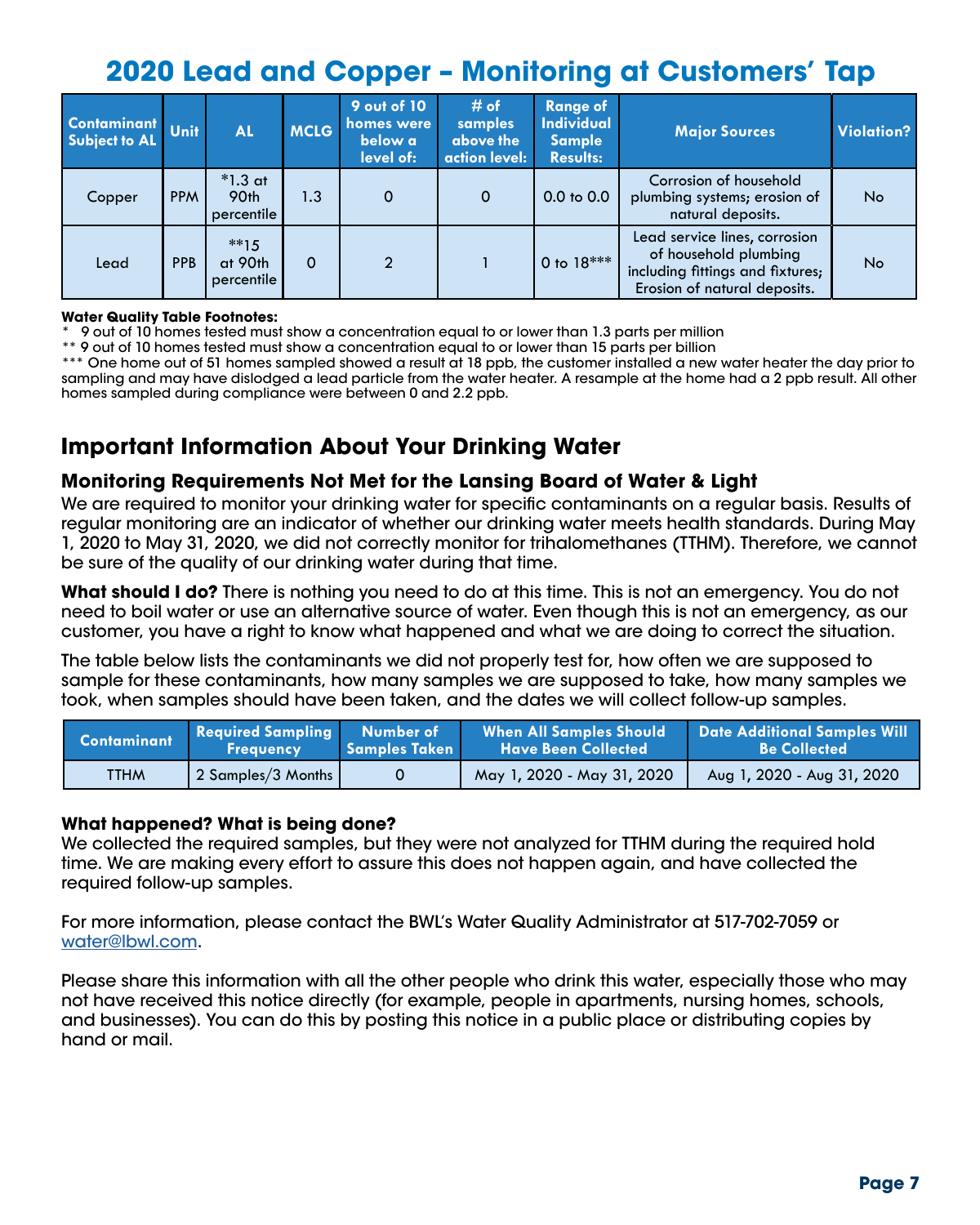# 2020 Lead and Copper – Monitoring at Customers' Tap

| Contaminant Subject to AL | Unit | AL | MCLG | 9 out of 10 homes were below a level of: | # of samples above the action level: | Range of Individual Sample Results: | Major Sources | Violation? |
|---|---|---|---|---|---|---|---|---|
| Copper | PPM | *1.3 at 90th percentile | 1.3 | 0 | 0 | 0.0 to 0.0 | Corrosion of household plumbing systems; erosion of natural deposits. | No |
| Lead | PPB | **15 at 90th percentile | 0 | 2 | 1 | 0 to 18*** | Lead service lines, corrosion of household plumbing including fittings and fixtures; Erosion of natural deposits. | No |

**Water Quality Table Footnotes:**

\* 9 out of 10 homes tested must show a concentration equal to or lower than 1.3 parts per million

** 9 out of 10 homes tested must show a concentration equal to or lower than 15 parts per billion

*** One home out of 51 homes sampled showed a result at 18 ppb, the customer installed a new water heater the day prior to sampling and may have dislodged a lead particle from the water heater. A resample at the home had a 2 ppb result. All other homes sampled during compliance were between 0 and 2.2 ppb.

## Important Information About Your Drinking Water

### Monitoring Requirements Not Met for the Lansing Board of Water & Light

We are required to monitor your drinking water for specific contaminants on a regular basis. Results of regular monitoring are an indicator of whether our drinking water meets health standards. During May 1, 2020 to May 31, 2020, we did not correctly monitor for trihalomethanes (TTHM). Therefore, we cannot be sure of the quality of our drinking water during that time.

**What should I do?** There is nothing you need to do at this time. This is not an emergency. You do not need to boil water or use an alternative source of water. Even though this is not an emergency, as our customer, you have a right to know what happened and what we are doing to correct the situation.

The table below lists the contaminants we did not properly test for, how often we are supposed to sample for these contaminants, how many samples we are supposed to take, how many samples we took, when samples should have been taken, and the dates we will collect follow-up samples.

| Contaminant | Required Sampling Frequency | Number of Samples Taken | When All Samples Should Have Been Collected | Date Additional Samples Will Be Collected |
|---|---|---|---|---|
| TTHM | 2 Samples/3 Months | 0 | May 1, 2020 - May 31, 2020 | Aug 1, 2020 - Aug 31, 2020 |

**What happened? What is being done?**

We collected the required samples, but they were not analyzed for TTHM during the required hold time. We are making every effort to assure this does not happen again, and have collected the required follow-up samples.

For more information, please contact the BWL's Water Quality Administrator at 517-702-7059 or water@lbwl.com.

Please share this information with all the other people who drink this water, especially those who may not have received this notice directly (for example, people in apartments, nursing homes, schools, and businesses). You can do this by posting this notice in a public place or distributing copies by hand or mail.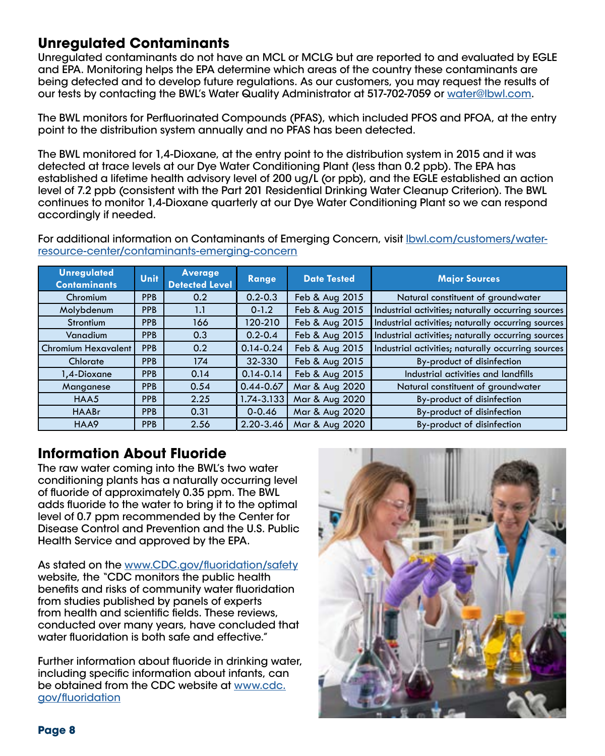## Unregulated Contaminants

Unregulated contaminants do not have an MCL or MCLG but are reported to and evaluated by EGLE and EPA. Monitoring helps the EPA determine which areas of the country these contaminants are being detected and to develop future regulations. As our customers, you may request the results of our tests by contacting the BWL's Water Quality Administrator at 517-702-7059 or water@lbwl.com.

The BWL monitors for Perfluorinated Compounds (PFAS), which included PFOS and PFOA, at the entry point to the distribution system annually and no PFAS has been detected.

The BWL monitored for 1,4-Dioxane, at the entry point to the distribution system in 2015 and it was detected at trace levels at our Dye Water Conditioning Plant (less than 0.2 ppb). The EPA has established a lifetime health advisory level of 200 ug/L (or ppb), and the EGLE established an action level of 7.2 ppb (consistent with the Part 201 Residential Drinking Water Cleanup Criterion). The BWL continues to monitor 1,4-Dioxane quarterly at our Dye Water Conditioning Plant so we can respond accordingly if needed.

For additional information on Contaminants of Emerging Concern, visit lbwl.com/customers/water-resource-center/contaminants-emerging-concern

| Unregulated Contaminants | Unit | Average Detected Level | Range | Date Tested | Major Sources |
|---|---|---|---|---|---|
| Chromium | PPB | 0.2 | 0.2-0.3 | Feb & Aug 2015 | Natural constituent of groundwater |
| Molybdenum | PPB | 1.1 | 0-1.2 | Feb & Aug 2015 | Industrial activities; naturally occurring sources |
| Strontium | PPB | 166 | 120-210 | Feb & Aug 2015 | Industrial activities; naturally occurring sources |
| Vanadium | PPB | 0.3 | 0.2-0.4 | Feb & Aug 2015 | Industrial activities; naturally occurring sources |
| Chromium Hexavalent | PPB | 0.2 | 0.14-0.24 | Feb & Aug 2015 | Industrial activities; naturally occurring sources |
| Chlorate | PPB | 174 | 32-330 | Feb & Aug 2015 | By-product of disinfection |
| 1,4-Dioxane | PPB | 0.14 | 0.14-0.14 | Feb & Aug 2015 | Industrial activities and landfills |
| Manganese | PPB | 0.54 | 0.44-0.67 | Mar & Aug 2020 | Natural constituent of groundwater |
| HAA5 | PPB | 2.25 | 1.74-3.133 | Mar & Aug 2020 | By-product of disinfection |
| HAABr | PPB | 0.31 | 0-0.46 | Mar & Aug 2020 | By-product of disinfection |
| HAA9 | PPB | 2.56 | 2.20-3.46 | Mar & Aug 2020 | By-product of disinfection |

## Information About Fluoride

The raw water coming into the BWL's two water conditioning plants has a naturally occurring level of fluoride of approximately 0.35 ppm. The BWL adds fluoride to the water to bring it to the optimal level of 0.7 ppm recommended by the Center for Disease Control and Prevention and the U.S. Public Health Service and approved by the EPA.

As stated on the www.CDC.gov/fluoridation/safety website, the "CDC monitors the public health benefits and risks of community water fluoridation from studies published by panels of experts from health and scientific fields. These reviews, conducted over many years, have concluded that water fluoridation is both safe and effective."

Further information about fluoride in drinking water, including specific information about infants, can be obtained from the CDC website at www.cdc.gov/fluoridation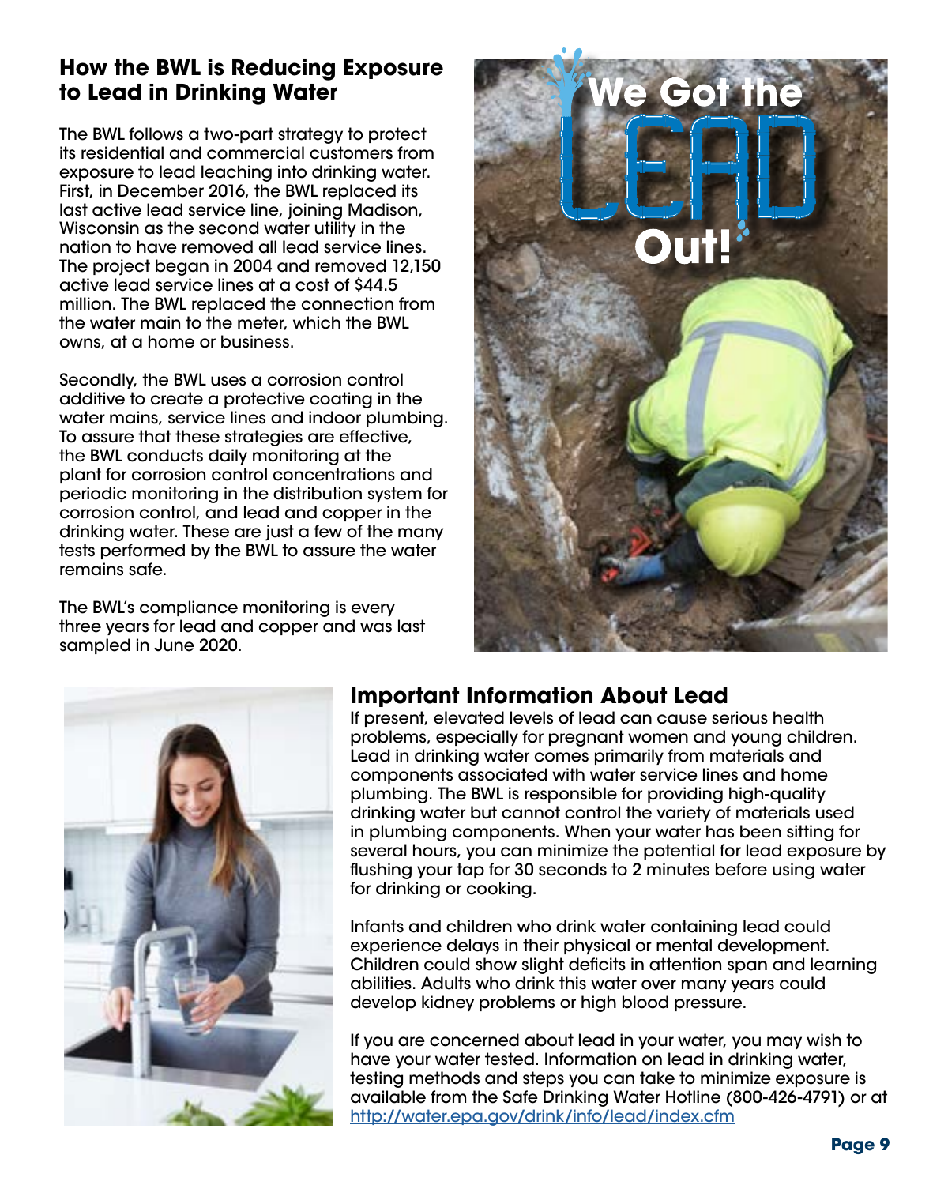## How the BWL is Reducing Exposure to Lead in Drinking Water

The BWL follows a two-part strategy to protect its residential and commercial customers from exposure to lead leaching into drinking water. First, in December 2016, the BWL replaced its last active lead service line, joining Madison, Wisconsin as the second water utility in the nation to have removed all lead service lines. The project began in 2004 and removed 12,150 active lead service lines at a cost of $44.5 million. The BWL replaced the connection from the water main to the meter, which the BWL owns, at a home or business.

Secondly, the BWL uses a corrosion control additive to create a protective coating in the water mains, service lines and indoor plumbing. To assure that these strategies are effective, the BWL conducts daily monitoring at the plant for corrosion control concentrations and periodic monitoring in the distribution system for corrosion control, and lead and copper in the drinking water. These are just a few of the many tests performed by the BWL to assure the water remains safe.

The BWL's compliance monitoring is every three years for lead and copper and was last sampled in June 2020.

We Got the LEAD Out!

## Important Information About Lead

If present, elevated levels of lead can cause serious health problems, especially for pregnant women and young children. Lead in drinking water comes primarily from materials and components associated with water service lines and home plumbing. The BWL is responsible for providing high-quality drinking water but cannot control the variety of materials used in plumbing components. When your water has been sitting for several hours, you can minimize the potential for lead exposure by flushing your tap for 30 seconds to 2 minutes before using water for drinking or cooking.

Infants and children who drink water containing lead could experience delays in their physical or mental development. Children could show slight deficits in attention span and learning abilities. Adults who drink this water over many years could develop kidney problems or high blood pressure.

If you are concerned about lead in your water, you may wish to have your water tested. Information on lead in drinking water, testing methods and steps you can take to minimize exposure is available from the Safe Drinking Water Hotline (800-426-4791) or at http://water.epa.gov/drink/info/lead/index.cfm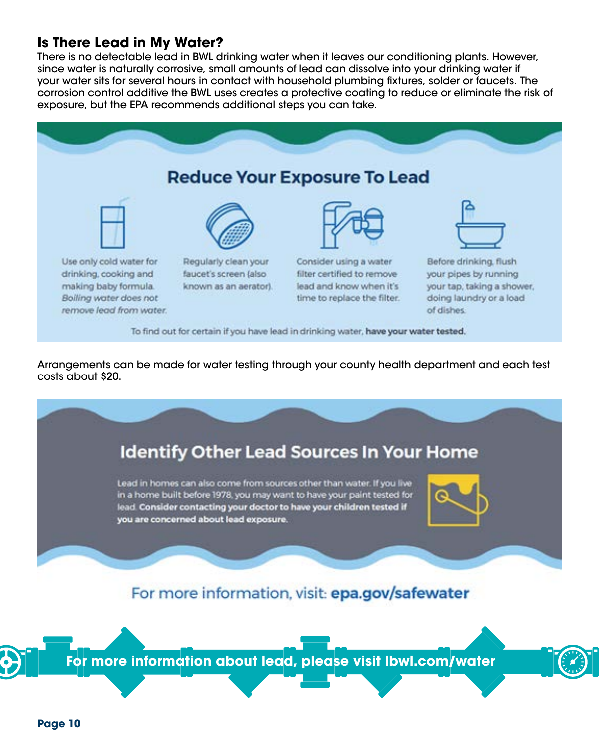## Is There Lead in My Water?

There is no detectable lead in BWL drinking water when it leaves our conditioning plants. However, since water is naturally corrosive, small amounts of lead can dissolve into your drinking water if your water sits for several hours in contact with household plumbing fixtures, solder or faucets. The corrosion control additive the BWL uses creates a protective coating to reduce or eliminate the risk of exposure, but the EPA recommends additional steps you can take.

### Reduce Your Exposure To Lead

- Use only cold water for drinking, cooking and making baby formula. *Boiling water does not remove lead from water.*
- Regularly clean your faucet's screen (also known as an aerator).
- Consider using a water filter certified to remove lead and know when it's time to replace the filter.
- Before drinking, flush your pipes by running your tap, taking a shower, doing laundry or a load of dishes.

To find out for certain if you have lead in drinking water, **have your water tested.**

Arrangements can be made for water testing through your county health department and each test costs about $20.

### Identify Other Lead Sources In Your Home

Lead in homes can also come from sources other than water. If you live in a home built before 1978, you may want to have your paint tested for lead. **Consider contacting your doctor to have your children tested if you are concerned about lead exposure.**

For more information, visit: **epa.gov/safewater**

**For more information about lead, please visit lbwl.com/water**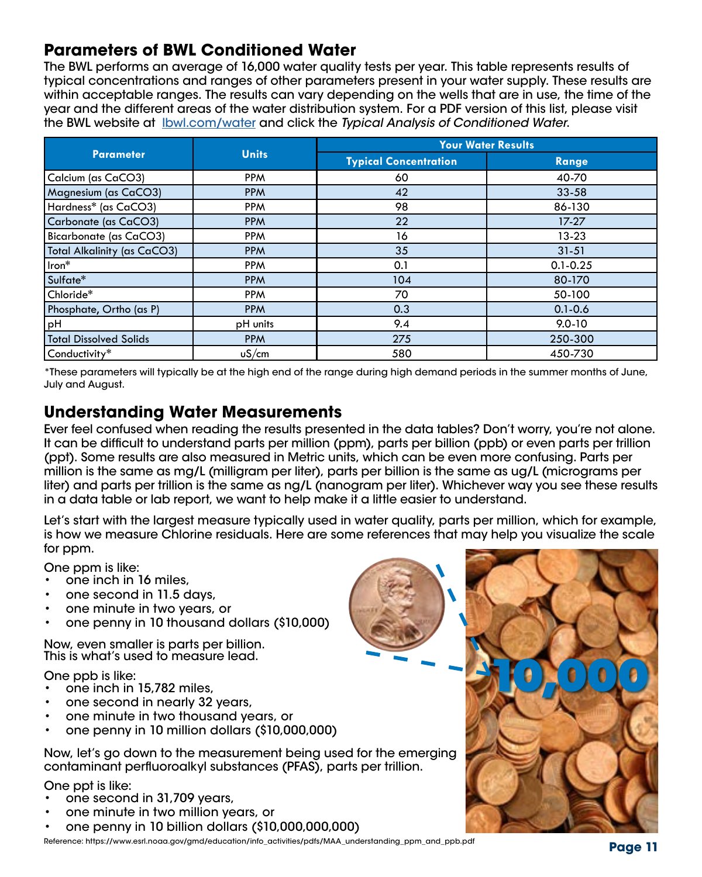## Parameters of BWL Conditioned Water

The BWL performs an average of 16,000 water quality tests per year. This table represents results of typical concentrations and ranges of other parameters present in your water supply. These results are within acceptable ranges. The results can vary depending on the wells that are in use, the time of the year and the different areas of the water distribution system. For a PDF version of this list, please visit the BWL website at lbwl.com/water and click the *Typical Analysis of Conditioned Water*.

| Parameter | Units | Your Water Results | |
|---|---|---|---|
| | | Typical Concentration | Range |
| Calcium (as $CaCO_3$) | PPM | 60 | 40-70 |
| Magnesium (as $CaCO_3$) | PPM | 42 | 33-58 |
| Hardness* (as $CaCO_3$) | PPM | 98 | 86-130 |
| Carbonate (as $CaCO_3$) | PPM | 22 | 17-27 |
| Bicarbonate (as $CaCO_3$) | PPM | 16 | 13-23 |
| Total Alkalinity (as $CaCO_3$) | PPM | 35 | 31-51 |
| Iron* | PPM | 0.1 | 0.1-0.25 |
| Sulfate* | PPM | 104 | 80-170 |
| Chloride* | PPM | 70 | 50-100 |
| Phosphate, Ortho (as P) | PPM | 0.3 | 0.1-0.6 |
| pH | pH units | 9.4 | 9.0-10 |
| Total Dissolved Solids | PPM | 275 | 250-300 |
| Conductivity* | uS/cm | 580 | 450-730 |

*These parameters will typically be at the high end of the range during high demand periods in the summer months of June, July and August.

## Understanding Water Measurements

Ever feel confused when reading the results presented in the data tables? Don't worry, you're not alone. It can be difficult to understand parts per million (ppm), parts per billion (ppb) or even parts per trillion (ppt). Some results are also measured in Metric units, which can be even more confusing. Parts per million is the same as mg/L (milligram per liter), parts per billion is the same as ug/L (micrograms per liter) and parts per trillion is the same as ng/L (nanogram per liter). Whichever way you see these results in a data table or lab report, we want to help make it a little easier to understand.

Let's start with the largest measure typically used in water quality, parts per million, which for example, is how we measure Chlorine residuals. Here are some references that may help you visualize the scale for ppm.

One ppm is like:

- one inch in 16 miles,
- one second in 11.5 days,
- one minute in two years, or
- one penny in 10 thousand dollars ($10,000)

Now, even smaller is parts per billion. This is what's used to measure lead.

One ppb is like:

- one inch in 15,782 miles,
- one second in nearly 32 years,
- one minute in two thousand years, or
- one penny in 10 million dollars ($10,000,000)

Now, let's go down to the measurement being used for the emerging contaminant perfluoroalkyl substances (PFAS), parts per trillion.

One ppt is like:

- one second in 31,709 years,
- one minute in two million years, or
- one penny in 10 billion dollars ($10,000,000,000)

10,000

Reference: https://www.esrl.noaa.gov/gmd/education/info_activities/pdfs/MAA_understanding_ppm_and_ppb.pdf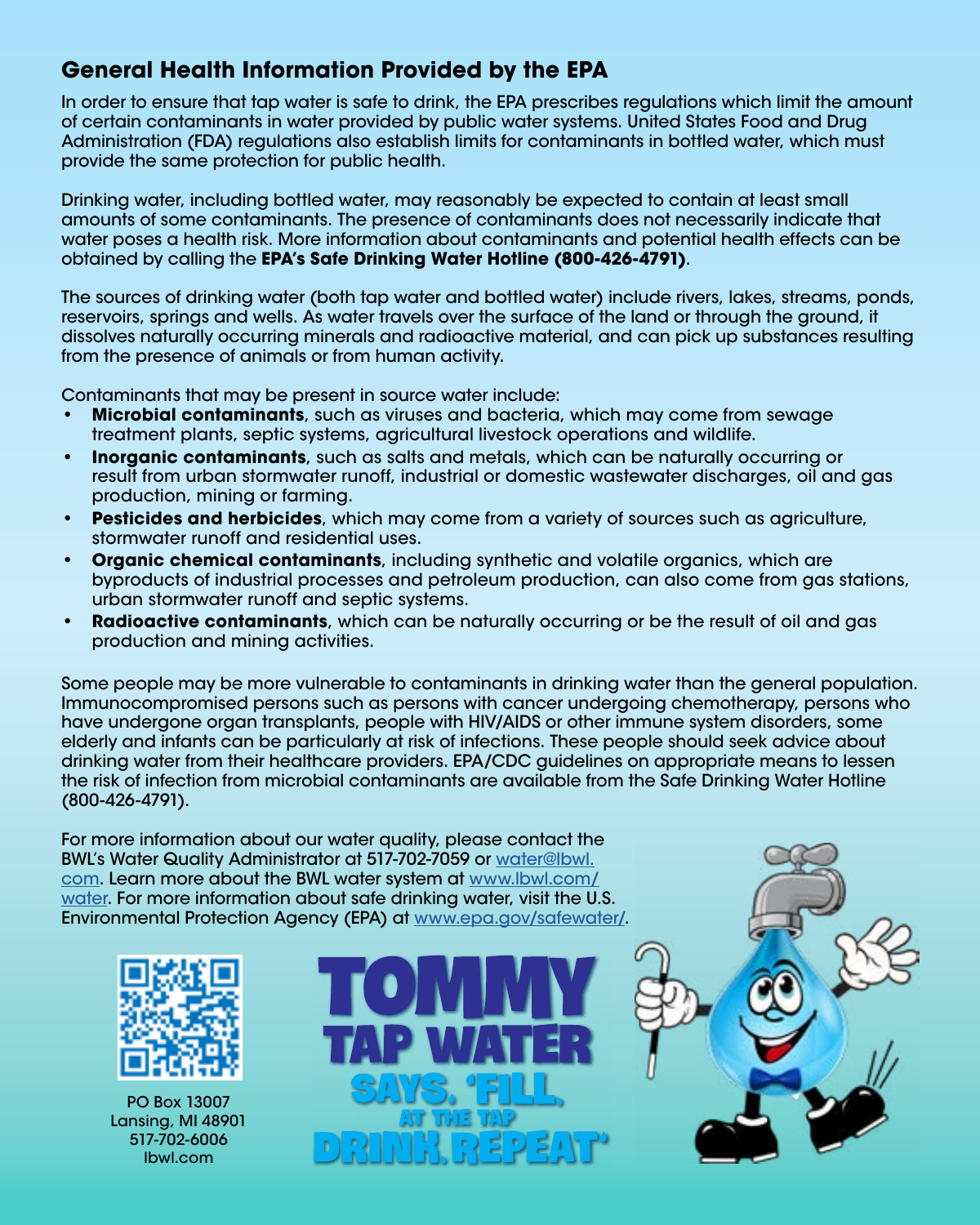## General Health Information Provided by the EPA

In order to ensure that tap water is safe to drink, the EPA prescribes regulations which limit the amount of certain contaminants in water provided by public water systems. United States Food and Drug Administration (FDA) regulations also establish limits for contaminants in bottled water, which must provide the same protection for public health.

Drinking water, including bottled water, may reasonably be expected to contain at least small amounts of some contaminants. The presence of contaminants does not necessarily indicate that water poses a health risk. More information about contaminants and potential health effects can be obtained by calling the **EPA's Safe Drinking Water Hotline (800-426-4791)**.

The sources of drinking water (both tap water and bottled water) include rivers, lakes, streams, ponds, reservoirs, springs and wells. As water travels over the surface of the land or through the ground, it dissolves naturally occurring minerals and radioactive material, and can pick up substances resulting from the presence of animals or from human activity.

Contaminants that may be present in source water include:

- **Microbial contaminants**, such as viruses and bacteria, which may come from sewage treatment plants, septic systems, agricultural livestock operations and wildlife.
- **Inorganic contaminants**, such as salts and metals, which can be naturally occurring or result from urban stormwater runoff, industrial or domestic wastewater discharges, oil and gas production, mining or farming.
- **Pesticides and herbicides**, which may come from a variety of sources such as agriculture, stormwater runoff and residential uses.
- **Organic chemical contaminants**, including synthetic and volatile organics, which are byproducts of industrial processes and petroleum production, can also come from gas stations, urban stormwater runoff and septic systems.
- **Radioactive contaminants**, which can be naturally occurring or be the result of oil and gas production and mining activities.

Some people may be more vulnerable to contaminants in drinking water than the general population. Immunocompromised persons such as persons with cancer undergoing chemotherapy, persons who have undergone organ transplants, people with HIV/AIDS or other immune system disorders, some elderly and infants can be particularly at risk of infections. These people should seek advice about drinking water from their healthcare providers. EPA/CDC guidelines on appropriate means to lessen the risk of infection from microbial contaminants are available from the Safe Drinking Water Hotline (800-426-4791).

For more information about our water quality, please contact the BWL's Water Quality Administrator at 517-702-7059 or water@lbwl.com. Learn more about the BWL water system at www.lbwl.com/water. For more information about safe drinking water, visit the U.S. Environmental Protection Agency (EPA) at www.epa.gov/safewater/.

PO Box 13007
Lansing, MI 48901
517-702-6006
lbwl.com

TOMMY TAP WATER SAYS, 'FILL, AT THE TAP DRINK, REPEAT'